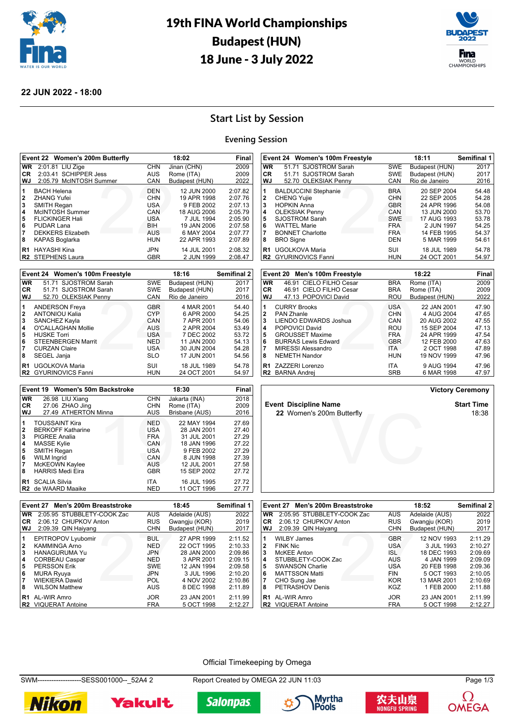# 19th FINA World Championships
# Budapest (HUN)
# 18 June - 3 July 2022

**22 JUN 2022 - 18:00**

## Start List by Session

### Evening Session

| Event 22 Women's 200m Butterfly | | 18:02 | | Final |
|---|---|---|---|---|
| **WR** 2:01.81 LIU Zige | CHN | Jinan (CHN) | | 2009 |
| **CR** 2:03.41 SCHIPPER Jess | AUS | Rome (ITA) | | 2009 |
| **WJ** 2:05.79 McINTOSH Summer | CAN | Budapest (HUN) | | 2022 |
| **1** BACH Helena | DEN | | 12 JUN 2000 | 2:07.82 |
| **2** ZHANG Yufei | CHN | | 19 APR 1998 | 2:07.76 |
| **3** SMITH Regan | USA | | 9 FEB 2002 | 2:07.13 |
| **4** McINTOSH Summer | CAN | | 18 AUG 2006 | 2:05.79 |
| **5** FLICKINGER Hali | USA | | 7 JUL 1994 | 2:05.90 |
| **6** PUDAR Lana | BIH | | 19 JAN 2006 | 2:07.58 |
| **7** DEKKERS Elizabeth | AUS | | 6 MAY 2004 | 2:07.77 |
| **8** KAPAS Boglarka | HUN | | 22 APR 1993 | 2:07.89 |
| **R1** HAYASHI Kina | JPN | | 14 JUL 2001 | 2:08.32 |
| **R2** STEPHENS Laura | GBR | | 2 JUN 1999 | 2:08.47 |

| Event 24 Women's 100m Freestyle | | 18:11 | | Semifinal 1 |
|---|---|---|---|---|
| **WR** 51.71 SJOSTROM Sarah | SWE | Budapest (HUN) | | 2017 |
| **CR** 51.71 SJOSTROM Sarah | SWE | Budapest (HUN) | | 2017 |
| **WJ** 52.70 OLEKSIAK Penny | CAN | Rio de Janeiro | | 2016 |
| **1** BALDUCCINI Stephanie | BRA | | 20 SEP 2004 | 54.48 |
| **2** CHENG Yujie | CHN | | 22 SEP 2005 | 54.28 |
| **3** HOPKIN Anna | GBR | | 24 APR 1996 | 54.08 |
| **4** OLEKSIAK Penny | CAN | | 13 JUN 2000 | 53.70 |
| **5** SJOSTROM Sarah | SWE | | 17 AUG 1993 | 53.78 |
| **6** WATTEL Marie | FRA | | 2 JUN 1997 | 54.25 |
| **7** BONNET Charlotte | FRA | | 14 FEB 1995 | 54.37 |
| **8** BRO Signe | DEN | | 5 MAR 1999 | 54.61 |
| **R1** UGOLKOVA Maria | SUI | | 18 JUL 1989 | 54.78 |
| **R2** GYURINOVICS Fanni | HUN | | 24 OCT 2001 | 54.97 |

| Event 24 Women's 100m Freestyle | | 18:16 | | Semifinal 2 |
|---|---|---|---|---|
| **WR** 51.71 SJOSTROM Sarah | SWE | Budapest (HUN) | | 2017 |
| **CR** 51.71 SJOSTROM Sarah | SWE | Budapest (HUN) | | 2017 |
| **WJ** 52.70 OLEKSIAK Penny | CAN | Rio de Janeiro | | 2016 |
| **1** ANDERSON Freya | GBR | | 4 MAR 2001 | 54.40 |
| **2** ANTONIOU Kalia | CYP | | 6 APR 2000 | 54.25 |
| **3** SANCHEZ Kayla | CAN | | 7 APR 2001 | 54.06 |
| **4** O'CALLAGHAN Mollie | AUS | | 2 APR 2004 | 53.49 |
| **5** HUSKE Torri | USA | | 7 DEC 2002 | 53.72 |
| **6** STEENBERGEN Marrit | NED | | 11 JAN 2000 | 54.13 |
| **7** CURZAN Claire | USA | | 30 JUN 2004 | 54.28 |
| **8** SEGEL Janja | SLO | | 17 JUN 2001 | 54.56 |
| **R1** UGOLKOVA Maria | SUI | | 18 JUL 1989 | 54.78 |
| **R2** GYURINOVICS Fanni | HUN | | 24 OCT 2001 | 54.97 |

| Event 20 Men's 100m Freestyle | | 18:22 | | Final |
|---|---|---|---|---|
| **WR** 46.91 CIELO FILHO Cesar | BRA | Rome (ITA) | | 2009 |
| **CR** 46.91 CIELO FILHO Cesar | BRA | Rome (ITA) | | 2009 |
| **WJ** 47.13 POPOVICI David | ROU | Budapest (HUN) | | 2022 |
| **1** CURRY Brooks | USA | | 22 JAN 2001 | 47.90 |
| **2** PAN Zhanle | CHN | | 4 AUG 2004 | 47.65 |
| **3** LIENDO EDWARDS Joshua | CAN | | 20 AUG 2002 | 47.55 |
| **4** POPOVICI David | ROU | | 15 SEP 2004 | 47.13 |
| **5** GROUSSET Maxime | FRA | | 24 APR 1999 | 47.54 |
| **6** BURRAS Lewis Edward | GBR | | 12 FEB 2000 | 47.63 |
| **7** MIRESSI Alessandro | ITA | | 2 OCT 1998 | 47.89 |
| **8** NEMETH Nandor | HUN | | 19 NOV 1999 | 47.96 |
| **R1** ZAZZERI Lorenzo | ITA | | 9 AUG 1994 | 47.96 |
| **R2** BARNA Andrej | SRB | | 6 MAR 1998 | 47.97 |

| Event 19 Women's 50m Backstroke | | 18:30 | | Final |
|---|---|---|---|---|
| **WR** 26.98 LIU Xiang | CHN | Jakarta (INA) | | 2018 |
| **CR** 27.06 ZHAO Jing | CHN | Rome (ITA) | | 2009 |
| **WJ** 27.49 ATHERTON Minna | AUS | Brisbane (AUS) | | 2016 |
| **1** TOUSSAINT Kira | NED | | 22 MAY 1994 | 27.69 |
| **2** BERKOFF Katharine | USA | | 28 JAN 2001 | 27.40 |
| **3** PIGREE Analia | FRA | | 31 JUL 2001 | 27.29 |
| **4** MASSE Kylie | CAN | | 18 JAN 1996 | 27.22 |
| **5** SMITH Regan | USA | | 9 FEB 2002 | 27.29 |
| **6** WILM Ingrid | CAN | | 8 JUN 1998 | 27.39 |
| **7** McKEOWN Kaylee | AUS | | 12 JUL 2001 | 27.58 |
| **8** HARRIS Medi Eira | GBR | | 15 SEP 2002 | 27.72 |
| **R1** SCALIA Silvia | ITA | | 16 JUL 1995 | 27.72 |
| **R2** de WAARD Maaike | NED | | 11 OCT 1996 | 27.77 |

**Victory Ceremony**

| Event Discipline Name | Start Time |
|---|---|
| 22 Women's 200m Butterfly | 18:38 |

| Event 27 Men's 200m Breaststroke | | 18:45 | | Semifinal 1 |
|---|---|---|---|---|
| **WR** 2:05.95 STUBBLETY-COOK Zac | AUS | Adelaide (AUS) | | 2022 |
| **CR** 2:06.12 CHUPKOV Anton | RUS | Gwangju (KOR) | | 2019 |
| **WJ** 2:09.39 QIN Haiyang | CHN | Budapest (HUN) | | 2017 |
| **1** EPITROPOV Lyubomir | BUL | | 27 APR 1999 | 2:11.52 |
| **2** KAMMINGA Arno | NED | | 22 OCT 1995 | 2:10.33 |
| **3** HANAGURUMA Yu | JPN | | 28 JAN 2000 | 2:09.86 |
| **4** CORBEAU Caspar | NED | | 3 APR 2001 | 2:09.15 |
| **5** PERSSON Erik | SWE | | 12 JAN 1994 | 2:09.58 |
| **6** MURA Ryuya | JPN | | 3 JUL 1996 | 2:10.20 |
| **7** WIEKIERA Dawid | POL | | 4 NOV 2002 | 2:10.86 |
| **8** WILSON Matthew | AUS | | 8 DEC 1998 | 2:11.89 |
| **R1** AL-WIR Amro | JOR | | 23 JAN 2001 | 2:11.99 |
| **R2** VIQUERAT Antoine | FRA | | 5 OCT 1998 | 2:12.27 |

| Event 27 Men's 200m Breaststroke | | 18:52 | | Semifinal 2 |
|---|---|---|---|---|
| **WR** 2:05.95 STUBBLETY-COOK Zac | AUS | Adelaide (AUS) | | 2022 |
| **CR** 2:06.12 CHUPKOV Anton | RUS | Gwangju (KOR) | | 2019 |
| **WJ** 2:09.39 QIN Haiyang | CHN | Budapest (HUN) | | 2017 |
| **1** WILBY James | GBR | | 12 NOV 1993 | 2:11.29 |
| **2** FINK Nic | USA | | 3 JUL 1993 | 2:10.27 |
| **3** McKEE Anton | ISL | | 18 DEC 1993 | 2:09.69 |
| **4** STUBBLETY-COOK Zac | AUS | | 4 JAN 1999 | 2:09.09 |
| **5** SWANSON Charlie | USA | | 20 FEB 1998 | 2:09.36 |
| **6** MATTSSON Matti | FIN | | 5 OCT 1993 | 2:10.05 |
| **7** CHO Sung Jae | KOR | | 13 MAR 2001 | 2:10.69 |
| **8** PETRASHOV Denis | KGZ | | 1 FEB 2000 | 2:11.88 |
| **R1** AL-WIR Amro | JOR | | 23 JAN 2001 | 2:11.99 |
| **R2** VIQUERAT Antoine | FRA | | 5 OCT 1998 | 2:12.27 |

Official Timekeeping by Omega

SWM-------------------SESS001000--_52A4 2 Report Created by OMEGA 22 JUN 11:03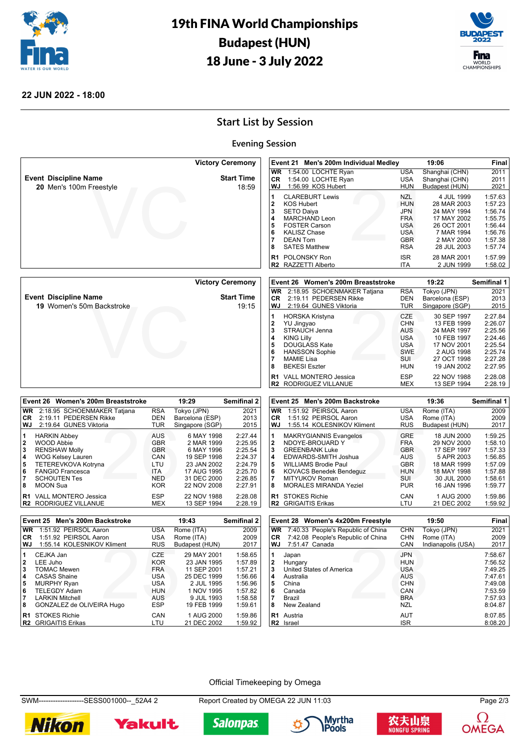# 19th FINA World Championships
# Budapest (HUN)
# 18 June - 3 July 2022

**22 JUN 2022 - 18:00**

## Start List by Session

### Evening Session

| Victory Ceremony | |
|---|---|
| **Event Discipline Name** | **Start Time** |
| **20** Men's 100m Freestyle | 18:59 |

**Event 21 Men's 200m Individual Medley — 19:06 — Final**

| | | | | |
|---|---|---|---|---|
| WR | 1:54.00 LOCHTE Ryan | USA | Shanghai (CHN) | 2011 |
| CR | 1:54.00 LOCHTE Ryan | USA | Shanghai (CHN) | 2011 |
| WJ | 1:56.99 KOS Hubert | HUN | Budapest (HUN) | 2021 |

| Lane | Name | NOC | Date of Birth | Time |
|---|---|---|---|---|
| 1 | CLAREBURT Lewis | NZL | 4 JUL 1999 | 1:57.63 |
| 2 | KOS Hubert | HUN | 28 MAR 2003 | 1:57.23 |
| 3 | SETO Daiya | JPN | 24 MAY 1994 | 1:56.74 |
| 4 | MARCHAND Leon | FRA | 17 MAY 2002 | 1:55.75 |
| 5 | FOSTER Carson | USA | 26 OCT 2001 | 1:56.44 |
| 6 | KALISZ Chase | USA | 7 MAR 1994 | 1:56.76 |
| 7 | DEAN Tom | GBR | 2 MAY 2000 | 1:57.38 |
| 8 | SATES Matthew | RSA | 28 JUL 2003 | 1:57.74 |
| R1 | POLONSKY Ron | ISR | 28 MAR 2001 | 1:57.99 |
| R2 | RAZZETTI Alberto | ITA | 2 JUN 1999 | 1:58.02 |

| Victory Ceremony | |
|---|---|
| **Event Discipline Name** | **Start Time** |
| **19** Women's 50m Backstroke | 19:15 |

**Event 26 Women's 200m Breaststroke — 19:22 — Semifinal 1**

| | | | | |
|---|---|---|---|---|
| WR | 2:18.95 SCHOENMAKER Tatjana | RSA | Tokyo (JPN) | 2021 |
| CR | 2:19.11 PEDERSEN Rikke | DEN | Barcelona (ESP) | 2013 |
| WJ | 2:19.64 GUNES Viktoria | TUR | Singapore (SGP) | 2015 |

| Lane | Name | NOC | Date of Birth | Time |
|---|---|---|---|---|
| 1 | HORSKA Kristyna | CZE | 30 SEP 1997 | 2:27.84 |
| 2 | YU Jingyao | CHN | 13 FEB 1999 | 2:26.07 |
| 3 | STRAUCH Jenna | AUS | 24 MAR 1997 | 2:25.56 |
| 4 | KING Lilly | USA | 10 FEB 1997 | 2:24.46 |
| 5 | DOUGLASS Kate | USA | 17 NOV 2001 | 2:25.54 |
| 6 | HANSSON Sophie | SWE | 2 AUG 1998 | 2:25.74 |
| 7 | MAMIE Lisa | SUI | 27 OCT 1998 | 2:27.28 |
| 8 | BEKESI Eszter | HUN | 19 JAN 2002 | 2:27.95 |
| R1 | VALL MONTERO Jessica | ESP | 22 NOV 1988 | 2:28.08 |
| R2 | RODRIGUEZ VILLANUE | MEX | 13 SEP 1994 | 2:28.19 |

**Event 26 Women's 200m Breaststroke — 19:29 — Semifinal 2**

| | | | | |
|---|---|---|---|---|
| WR | 2:18.95 SCHOENMAKER Tatjana | RSA | Tokyo (JPN) | 2021 |
| CR | 2:19.11 PEDERSEN Rikke | DEN | Barcelona (ESP) | 2013 |
| WJ | 2:19.64 GUNES Viktoria | TUR | Singapore (SGP) | 2015 |

| Lane | Name | NOC | Date of Birth | Time |
|---|---|---|---|---|
| 1 | HARKIN Abbey | AUS | 6 MAY 1998 | 2:27.44 |
| 2 | WOOD Abbie | GBR | 2 MAR 1999 | 2:25.95 |
| 3 | RENSHAW Molly | GBR | 6 MAY 1996 | 2:25.54 |
| 4 | WOG Kelsey Lauren | CAN | 19 SEP 1998 | 2:24.37 |
| 5 | TETEREVKOVA Kotryna | LTU | 23 JAN 2002 | 2:24.79 |
| 6 | FANGIO Francesca | ITA | 17 AUG 1995 | 2:25.70 |
| 7 | SCHOUTEN Tes | NED | 31 DEC 2000 | 2:26.85 |
| 8 | MOON Sua | KOR | 22 NOV 2008 | 2:27.91 |
| R1 | VALL MONTERO Jessica | ESP | 22 NOV 1988 | 2:28.08 |
| R2 | RODRIGUEZ VILLANUE | MEX | 13 SEP 1994 | 2:28.19 |

**Event 25 Men's 200m Backstroke — 19:36 — Semifinal 1**

| | | | | |
|---|---|---|---|---|
| WR | 1:51.92 PEIRSOL Aaron | USA | Rome (ITA) | 2009 |
| CR | 1:51.92 PEIRSOL Aaron | USA | Rome (ITA) | 2009 |
| WJ | 1:55.14 KOLESNIKOV Kliment | RUS | Budapest (HUN) | 2017 |

| Lane | Name | NOC | Date of Birth | Time |
|---|---|---|---|---|
| 1 | MAKRYGIANNIS Evangelos | GRE | 18 JUN 2000 | 1:59.25 |
| 2 | NDOYE-BROUARD Y | FRA | 29 NOV 2000 | 1:58.10 |
| 3 | GREENBANK Luke | GBR | 17 SEP 1997 | 1:57.33 |
| 4 | EDWARDS-SMITH Joshua | AUS | 5 APR 2003 | 1:56.85 |
| 5 | WILLIAMS Brodie Paul | GBR | 18 MAR 1999 | 1:57.09 |
| 6 | KOVACS Benedek Bendeguz | HUN | 18 MAY 1998 | 1:57.88 |
| 7 | MITYUKOV Roman | SUI | 30 JUL 2000 | 1:58.61 |
| 8 | MORALES MIRANDA Yeziel | PUR | 16 JAN 1996 | 1:59.77 |
| R1 | STOKES Richie | CAN | 1 AUG 2000 | 1:59.86 |
| R2 | GRIGAITIS Erikas | LTU | 21 DEC 2002 | 1:59.92 |

**Event 25 Men's 200m Backstroke — 19:43 — Semifinal 2**

| | | | | |
|---|---|---|---|---|
| WR | 1:51.92 PEIRSOL Aaron | USA | Rome (ITA) | 2009 |
| CR | 1:51.92 PEIRSOL Aaron | USA | Rome (ITA) | 2009 |
| WJ | 1:55.14 KOLESNIKOV Kliment | RUS | Budapest (HUN) | 2017 |

| Lane | Name | NOC | Date of Birth | Time |
|---|---|---|---|---|
| 1 | CEJKA Jan | CZE | 29 MAY 2001 | 1:58.65 |
| 2 | LEE Juho | KOR | 23 JAN 1995 | 1:57.89 |
| 3 | TOMAC Mewen | FRA | 11 SEP 2001 | 1:57.21 |
| 4 | CASAS Shaine | USA | 25 DEC 1999 | 1:56.66 |
| 5 | MURPHY Ryan | USA | 2 JUL 1995 | 1:56.96 |
| 6 | TELEGDY Adam | HUN | 1 NOV 1995 | 1:57.82 |
| 7 | LARKIN Mitchell | AUS | 9 JUL 1993 | 1:58.58 |
| 8 | GONZALEZ de OLIVEIRA Hugo | ESP | 19 FEB 1999 | 1:59.61 |
| R1 | STOKES Richie | CAN | 1 AUG 2000 | 1:59.86 |
| R2 | GRIGAITIS Erikas | LTU | 21 DEC 2002 | 1:59.92 |

**Event 28 Women's 4x200m Freestyle — 19:50 — Final**

| | | | | |
|---|---|---|---|---|
| WR | 7:40.33 People's Republic of China | CHN | Tokyo (JPN) | 2021 |
| CR | 7:42.08 People's Republic of China | CHN | Rome (ITA) | 2009 |
| WJ | 7:51.47 Canada | CAN | Indianapolis (USA) | 2017 |

| Lane | Team | NOC | Time |
|---|---|---|---|
| 1 | Japan | JPN | 7:58.67 |
| 2 | Hungary | HUN | 7:56.52 |
| 3 | United States of America | USA | 7:49.25 |
| 4 | Australia | AUS | 7:47.61 |
| 5 | China | CHN | 7:49.08 |
| 6 | Canada | CAN | 7:53.59 |
| 7 | Brazil | BRA | 7:57.93 |
| 8 | New Zealand | NZL | 8:04.87 |
| R1 | Austria | AUT | 8:07.85 |
| R2 | Israel | ISR | 8:08.20 |

Official Timekeeping by Omega

SWM-------------------SESS001000--_52A4 2 — Report Created by OMEGA 22 JUN 11:03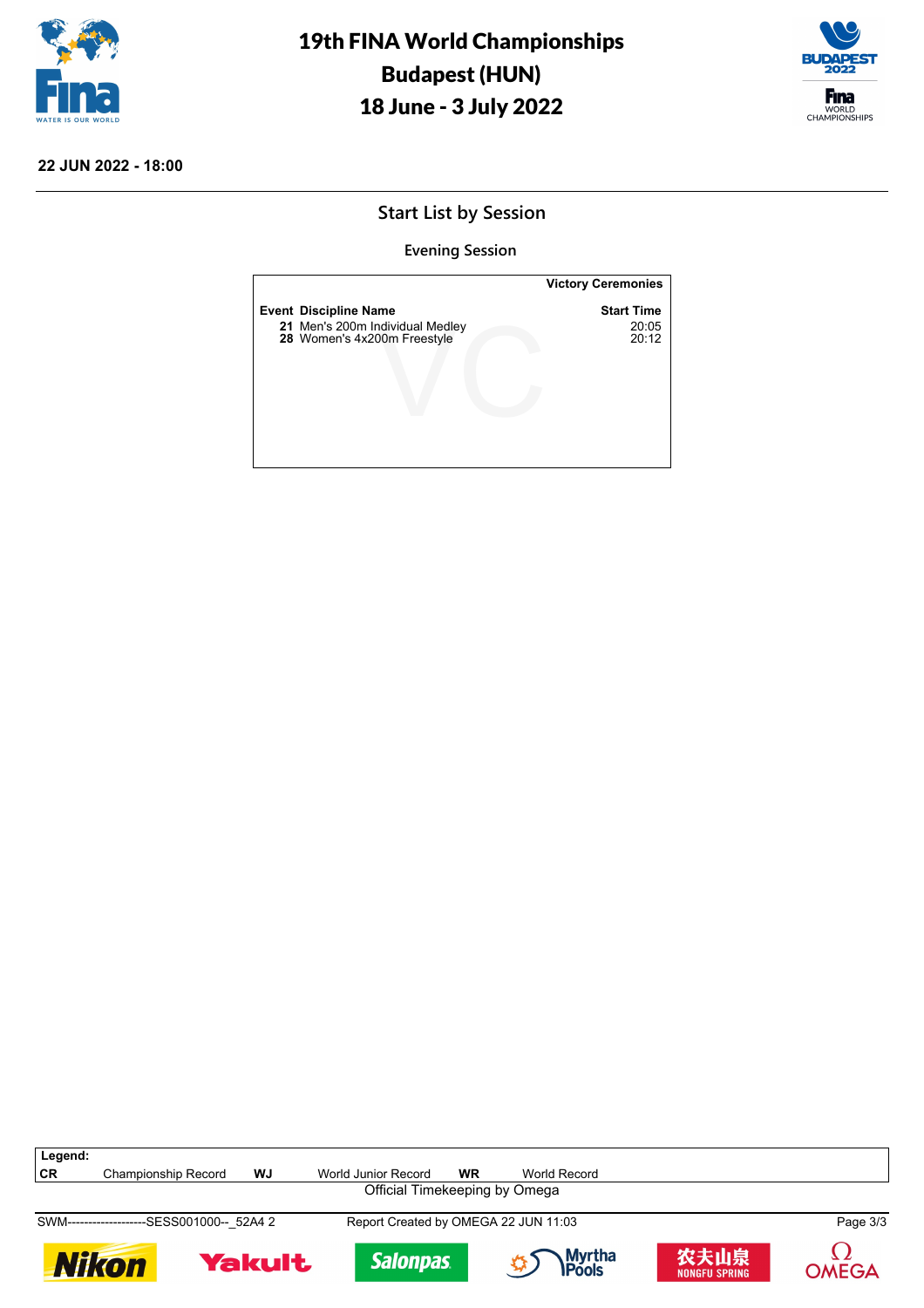# 19th FINA World Championships
# Budapest (HUN)
# 18 June - 3 July 2022

**22 JUN 2022 - 18:00**

## Start List by Session

### Evening Session

**Victory Ceremonies**

| Event | Discipline Name | Start Time |
|---|---|---|
| 21 | Men's 200m Individual Medley | 20:05 |
| 28 | Women's 4x200m Freestyle | 20:12 |

**Legend:**

| | | | | | |
|---|---|---|---|---|---|
| **CR** | Championship Record | **WJ** | World Junior Record | **WR** | World Record |

Official Timekeeping by Omega

SWM-------------------SESS001000--_52A4 2

Report Created by OMEGA 22 JUN 11:03